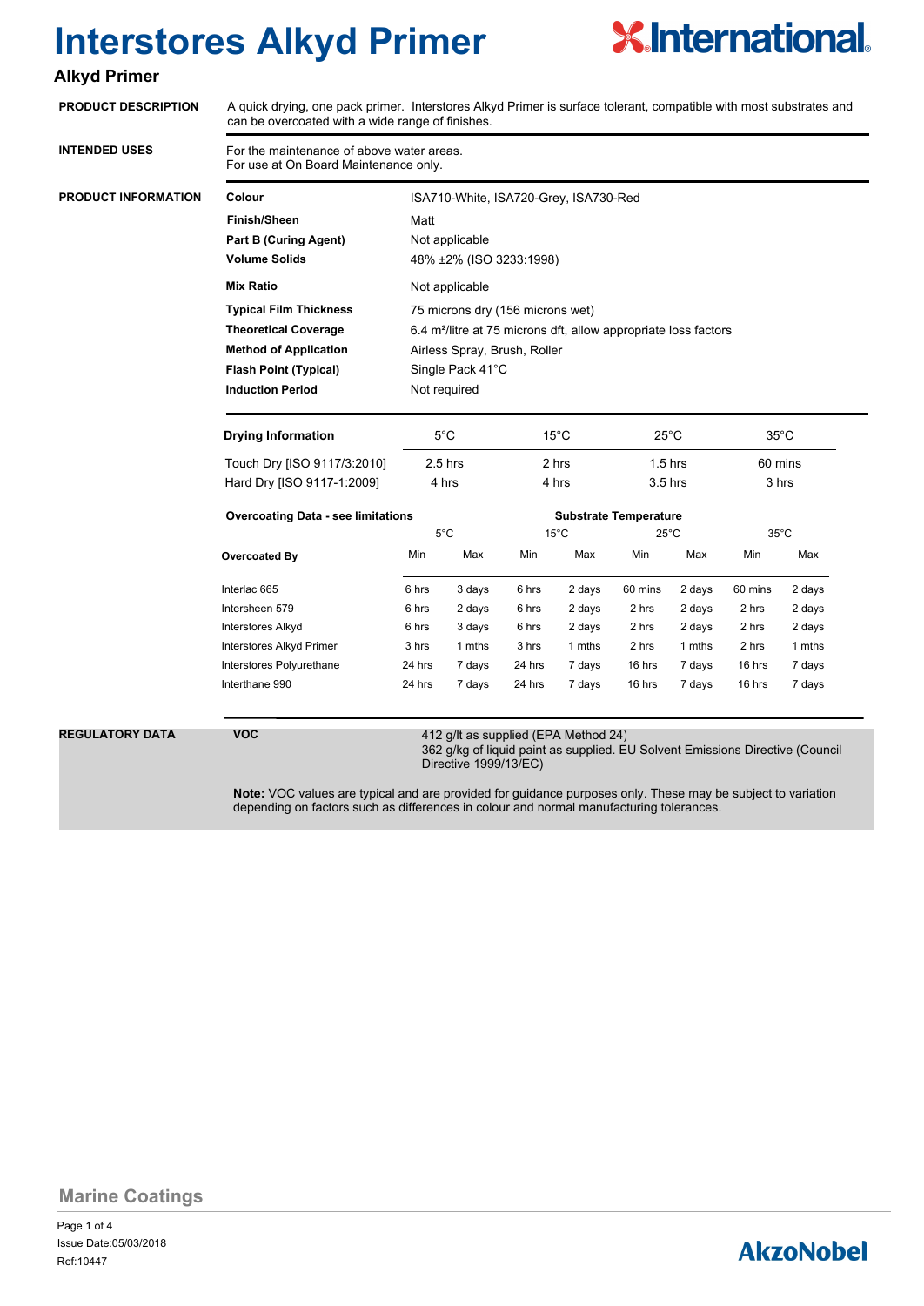# Interstores Alkyd Primer

## Alkyd Primer

**PRODUCT DESCRIPTION**

A quick drying, one pack primer. Interstores Alkyd Primer is surface tolerant, compatible with most substrates and can be overcoated with a wide range of finishes.

**INTENDED USES**

For the maintenance of above water areas.
For use at On Board Maintenance only.

**PRODUCT INFORMATION**

| | |
|---|---|
| **Colour** | ISA710-White, ISA720-Grey, ISA730-Red |
| **Finish/Sheen** | Matt |
| **Part B (Curing Agent)** | Not applicable |
| **Volume Solids** | 48% ±2% (ISO 3233:1998) |
| **Mix Ratio** | Not applicable |
| **Typical Film Thickness** | 75 microns dry (156 microns wet) |
| **Theoretical Coverage** | 6.4 m²/litre at 75 microns dft, allow appropriate loss factors |
| **Method of Application** | Airless Spray, Brush, Roller |
| **Flash Point (Typical)** | Single Pack 41°C |
| **Induction Period** | Not required |

| **Drying Information** | 5°C | 15°C | 25°C | 35°C |
|---|---|---|---|---|
| Touch Dry [ISO 9117/3:2010] | 2.5 hrs | 2 hrs | 1.5 hrs | 60 mins |
| Hard Dry [ISO 9117-1:2009] | 4 hrs | 4 hrs | 3.5 hrs | 3 hrs |

| **Overcoating Data - see limitations** | **Substrate Temperature** | | | | | | | |
|---|---|---|---|---|---|---|---|---|
| | 5°C | | 15°C | | 25°C | | 35°C | |
| **Overcoated By** | Min | Max | Min | Max | Min | Max | Min | Max |
| Interlac 665 | 6 hrs | 3 days | 6 hrs | 2 days | 60 mins | 2 days | 60 mins | 2 days |
| Intersheen 579 | 6 hrs | 2 days | 6 hrs | 2 days | 2 hrs | 2 days | 2 hrs | 2 days |
| Interstores Alkyd | 6 hrs | 3 days | 6 hrs | 2 days | 2 hrs | 2 days | 2 hrs | 2 days |
| Interstores Alkyd Primer | 3 hrs | 1 mths | 3 hrs | 1 mths | 2 hrs | 1 mths | 2 hrs | 1 mths |
| Interstores Polyurethane | 24 hrs | 7 days | 24 hrs | 7 days | 16 hrs | 7 days | 16 hrs | 7 days |
| Interthane 990 | 24 hrs | 7 days | 24 hrs | 7 days | 16 hrs | 7 days | 16 hrs | 7 days |

**REGULATORY DATA**

**VOC**

412 g/lt as supplied (EPA Method 24)
362 g/kg of liquid paint as supplied. EU Solvent Emissions Directive (Council Directive 1999/13/EC)

**Note:** VOC values are typical and are provided for guidance purposes only. These may be subject to variation depending on factors such as differences in colour and normal manufacturing tolerances.

Marine Coatings

Issue Date:05/03/2018
Ref:10447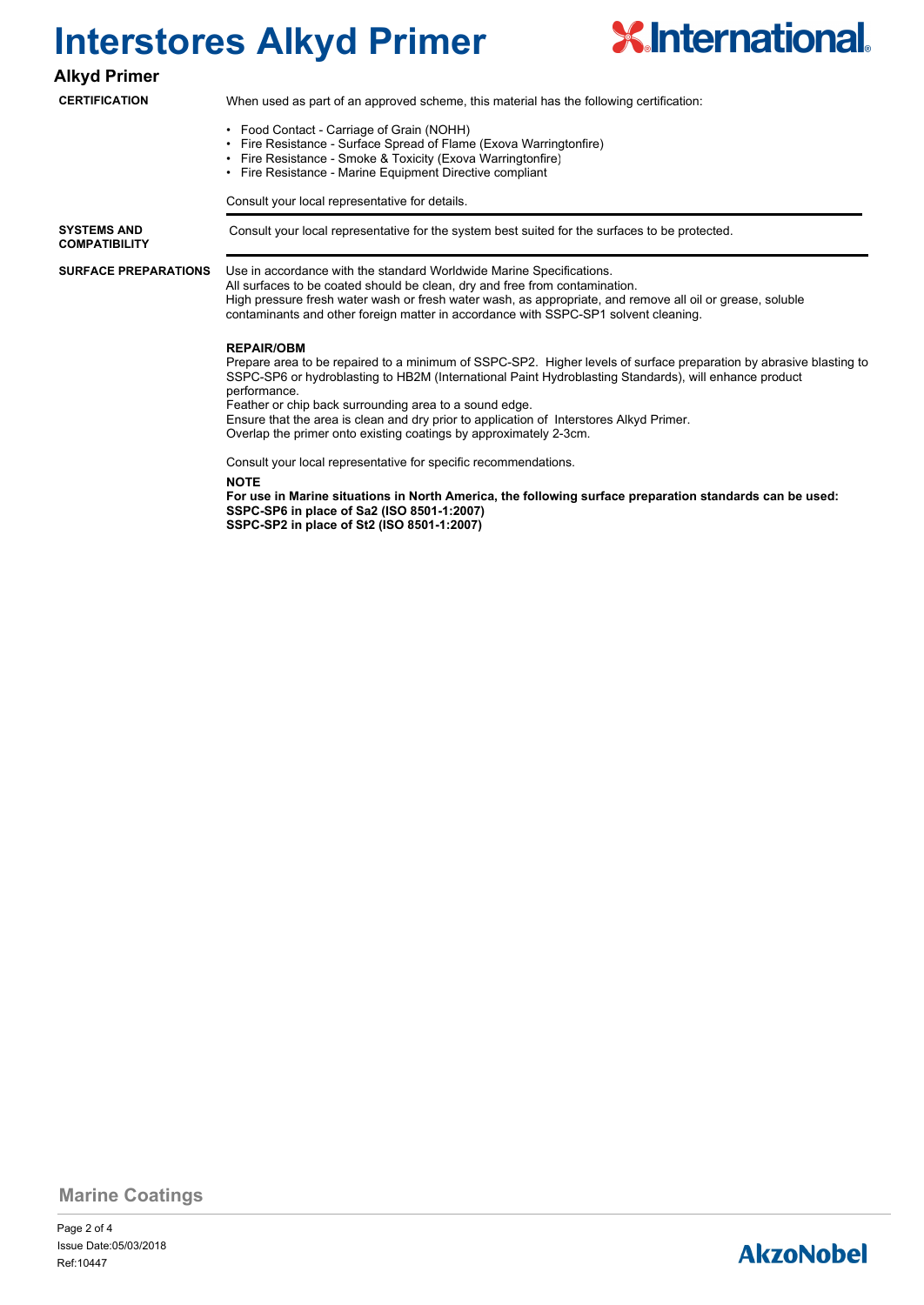# Interstores Alkyd Primer

## Alkyd Primer

**CERTIFICATION**

When used as part of an approved scheme, this material has the following certification:

- Food Contact - Carriage of Grain (NOHH)
- Fire Resistance - Surface Spread of Flame (Exova Warringtonfire)
- Fire Resistance - Smoke & Toxicity (Exova Warringtonfire)
- Fire Resistance - Marine Equipment Directive compliant

Consult your local representative for details.

**SYSTEMS AND COMPATIBILITY**

Consult your local representative for the system best suited for the surfaces to be protected.

**SURFACE PREPARATIONS**

Use in accordance with the standard Worldwide Marine Specifications.
All surfaces to be coated should be clean, dry and free from contamination.
High pressure fresh water wash or fresh water wash, as appropriate, and remove all oil or grease, soluble contaminants and other foreign matter in accordance with SSPC-SP1 solvent cleaning.

**REPAIR/OBM**

Prepare area to be repaired to a minimum of SSPC-SP2. Higher levels of surface preparation by abrasive blasting to SSPC-SP6 or hydroblasting to HB2M (International Paint Hydroblasting Standards), will enhance product performance.
Feather or chip back surrounding area to a sound edge.
Ensure that the area is clean and dry prior to application of Interstores Alkyd Primer.
Overlap the primer onto existing coatings by approximately 2-3cm.

Consult your local representative for specific recommendations.

**NOTE**

**For use in Marine situations in North America, the following surface preparation standards can be used:**
**SSPC-SP6 in place of Sa2 (ISO 8501-1:2007)**
**SSPC-SP2 in place of St2 (ISO 8501-1:2007)**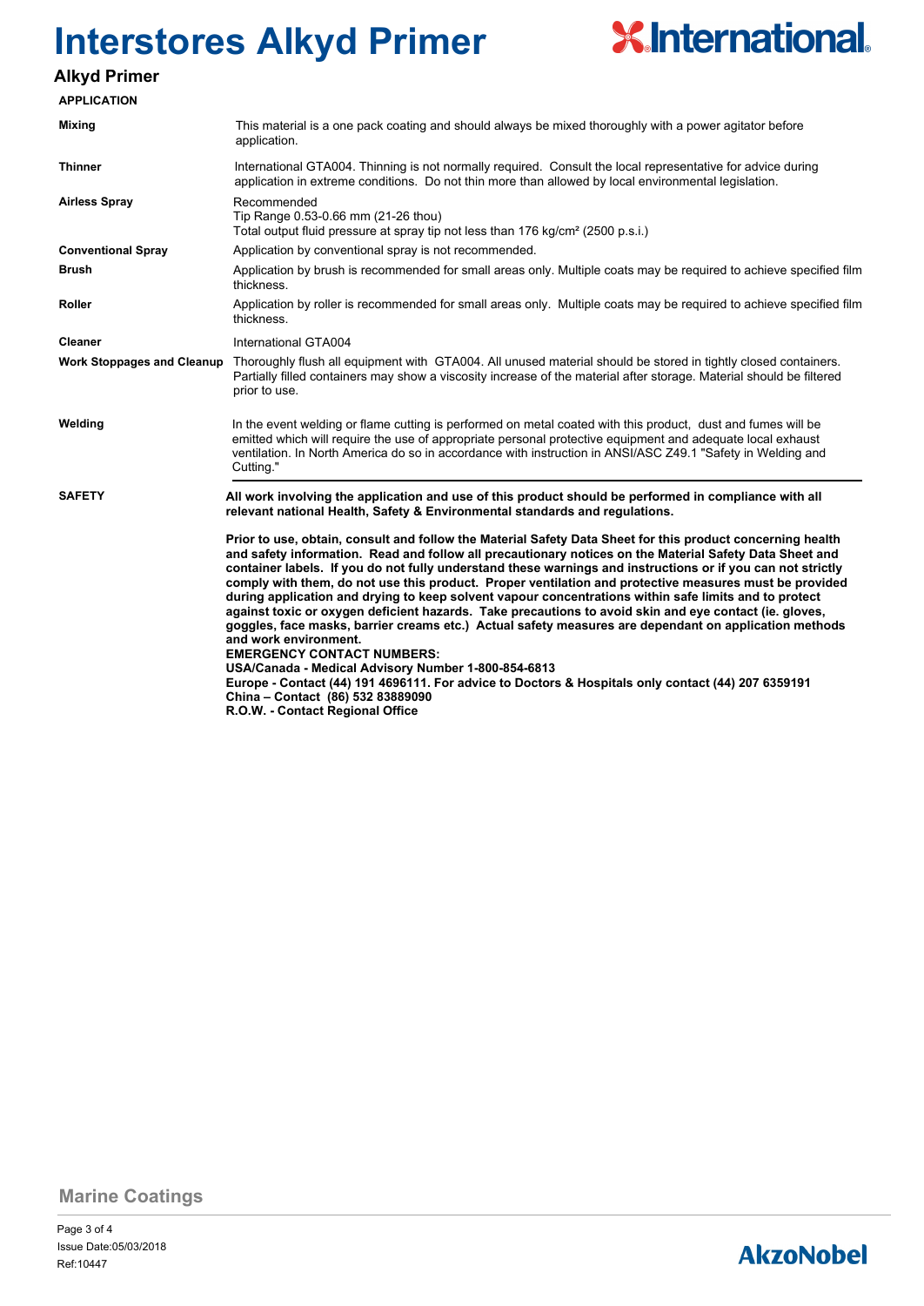# Interstores Alkyd Primer

## Alkyd Primer

### APPLICATION

| | |
|---|---|
| **Mixing** | This material is a one pack coating and should always be mixed thoroughly with a power agitator before application. |
| **Thinner** | International GTA004. Thinning is not normally required. Consult the local representative for advice during application in extreme conditions. Do not thin more than allowed by local environmental legislation. |
| **Airless Spray** | Recommended<br>Tip Range 0.53-0.66 mm (21-26 thou)<br>Total output fluid pressure at spray tip not less than 176 kg/cm² (2500 p.s.i.) |
| **Conventional Spray** | Application by conventional spray is not recommended. |
| **Brush** | Application by brush is recommended for small areas only. Multiple coats may be required to achieve specified film thickness. |
| **Roller** | Application by roller is recommended for small areas only. Multiple coats may be required to achieve specified film thickness. |
| **Cleaner** | International GTA004 |
| **Work Stoppages and Cleanup** | Thoroughly flush all equipment with GTA004. All unused material should be stored in tightly closed containers. Partially filled containers may show a viscosity increase of the material after storage. Material should be filtered prior to use. |
| **Welding** | In the event welding or flame cutting is performed on metal coated with this product, dust and fumes will be emitted which will require the use of appropriate personal protective equipment and adequate local exhaust ventilation. In North America do so in accordance with instruction in ANSI/ASC Z49.1 "Safety in Welding and Cutting." |

### SAFETY

**All work involving the application and use of this product should be performed in compliance with all relevant national Health, Safety & Environmental standards and regulations.**

**Prior to use, obtain, consult and follow the Material Safety Data Sheet for this product concerning health and safety information. Read and follow all precautionary notices on the Material Safety Data Sheet and container labels. If you do not fully understand these warnings and instructions or if you can not strictly comply with them, do not use this product. Proper ventilation and protective measures must be provided during application and drying to keep solvent vapour concentrations within safe limits and to protect against toxic or oxygen deficient hazards. Take precautions to avoid skin and eye contact (ie. gloves, goggles, face masks, barrier creams etc.) Actual safety measures are dependant on application methods and work environment.**
**EMERGENCY CONTACT NUMBERS:**
**USA/Canada - Medical Advisory Number 1-800-854-6813**
**Europe - Contact (44) 191 4696111. For advice to Doctors & Hospitals only contact (44) 207 6359191**
**China – Contact (86) 532 83889090**
**R.O.W. - Contact Regional Office**

Marine Coatings

Issue Date:05/03/2018
Ref:10447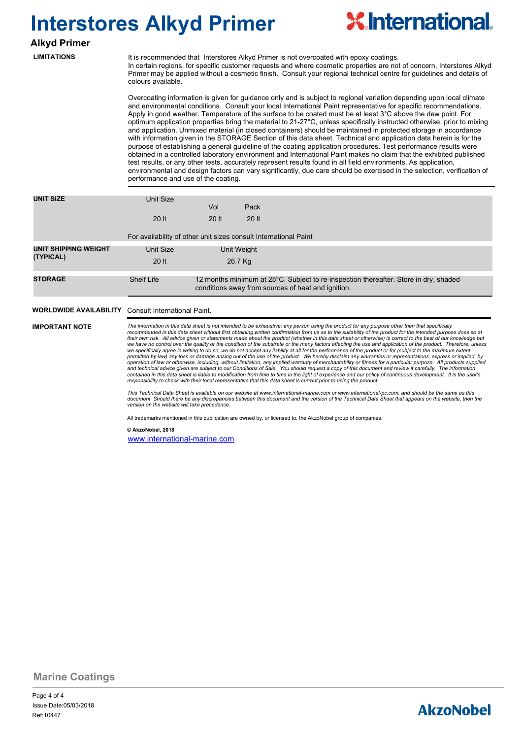# Interstores Alkyd Primer

## Alkyd Primer

**LIMITATIONS**

It is recommended that Interstores Alkyd Primer is not overcoated with epoxy coatings.
In certain regions, for specific customer requests and where cosmetic properties are not of concern, Interstores Alkyd Primer may be applied without a cosmetic finish. Consult your regional technical centre for guidelines and details of colours available.

Overcoating information is given for guidance only and is subject to regional variation depending upon local climate and environmental conditions. Consult your local International Paint representative for specific recommendations. Apply in good weather. Temperature of the surface to be coated must be at least 3°C above the dew point. For optimum application properties bring the material to 21-27°C, unless specifically instructed otherwise, prior to mixing and application. Unmixed material (in closed containers) should be maintained in protected storage in accordance with information given in the STORAGE Section of this data sheet. Technical and application data herein is for the purpose of establishing a general guideline of the coating application procedures. Test performance results were obtained in a controlled laboratory environment and International Paint makes no claim that the exhibited published test results, or any other tests, accurately represent results found in all field environments. As application, environmental and design factors can vary significantly, due care should be exercised in the selection, verification of performance and use of the coating.

**UNIT SIZE**

| Unit Size | Vol | Pack |
|---|---|---|
| 20 lt | 20 lt | 20 lt |

For availability of other unit sizes consult International Paint

**UNIT SHIPPING WEIGHT (TYPICAL)**

| Unit Size | Unit Weight |
|---|---|
| 20 lt | 26.7 Kg |

**STORAGE**

Shelf Life: 12 months minimum at 25°C. Subject to re-inspection thereafter. Store in dry, shaded conditions away from sources of heat and ignition.

**WORLDWIDE AVAILABILITY** Consult International Paint.

**IMPORTANT NOTE**

*The information in this data sheet is not intended to be exhaustive; any person using the product for any purpose other than that specifically recommended in this data sheet without first obtaining written confirmation from us as to the suitability of the product for the intended purpose does so at their own risk. All advice given or statements made about the product (whether in this data sheet or otherwise) is correct to the best of our knowledge but we have no control over the quality or the condition of the substrate or the many factors affecting the use and application of the product. Therefore, unless we specifically agree in writing to do so, we do not accept any liability at all for the performance of the product or for (subject to the maximum extent permitted by law) any loss or damage arising out of the use of the product. We hereby disclaim any warranties or representations, express or implied, by operation of law or otherwise, including, without limitation, any implied warranty of merchantability or fitness for a particular purpose. All products supplied and technical advice given are subject to our Conditions of Sale. You should request a copy of this document and review it carefully. The information contained in this data sheet is liable to modification from time to time in the light of experience and our policy of continuous development. It is the user's responsibility to check with their local representative that this data sheet is current prior to using the product.*

*This Technical Data Sheet is available on our website at www.international-marine.com or www.international-pc.com, and should be the same as this document. Should there be any discrepancies between this document and the version of the Technical Data Sheet that appears on the website, then the version on the website will take precedence.*

All trademarks mentioned in this publication are owned by, or licensed to, the AkzoNobel group of companies.

**© AkzoNobel, 2018**

www.international-marine.com

Marine Coatings

Issue Date:05/03/2018
Ref:10447